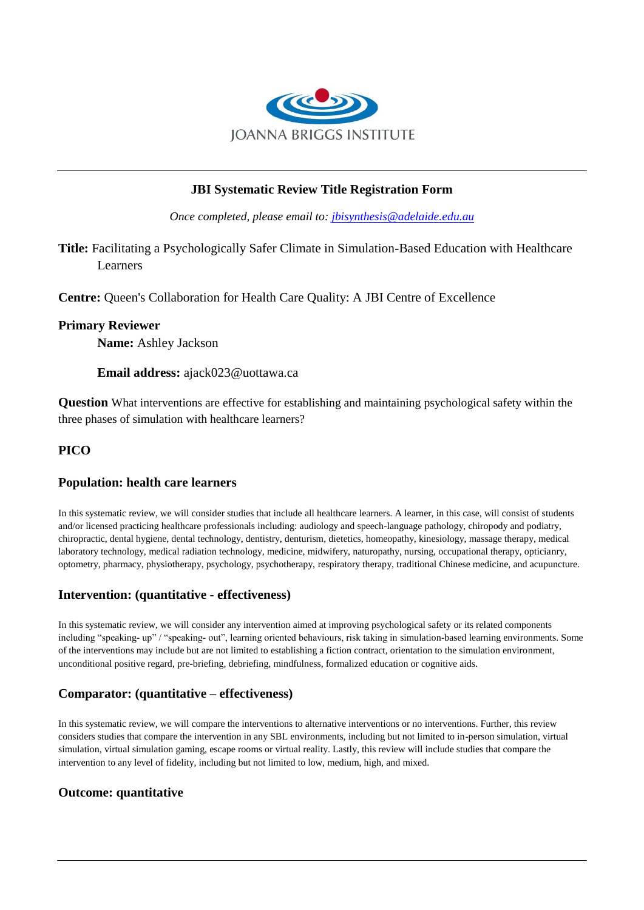JOANNA BRIGGS INSTITUTE

# JBI Systematic Review Title Registration Form

*Once completed, please email to: [jbisynthesis@adelaide.edu.au](mailto:jbisynthesis@adelaide.edu.au)*

**Title:** Facilitating a Psychologically Safer Climate in Simulation-Based Education with Healthcare Learners

**Centre:** Queen's Collaboration for Health Care Quality: A JBI Centre of Excellence

**Primary Reviewer**

**Name:** Ashley Jackson

**Email address:** ajack023@uottawa.ca

**Question** What interventions are effective for establishing and maintaining psychological safety within the three phases of simulation with healthcare learners?

## PICO

### Population: health care learners

In this systematic review, we will consider studies that include all healthcare learners. A learner, in this case, will consist of students and/or licensed practicing healthcare professionals including: audiology and speech-language pathology, chiropody and podiatry, chiropractic, dental hygiene, dental technology, dentistry, denturism, dietetics, homeopathy, kinesiology, massage therapy, medical laboratory technology, medical radiation technology, medicine, midwifery, naturopathy, nursing, occupational therapy, opticianry, optometry, pharmacy, physiotherapy, psychology, psychotherapy, respiratory therapy, traditional Chinese medicine, and acupuncture.

### Intervention: (quantitative - effectiveness)

In this systematic review, we will consider any intervention aimed at improving psychological safety or its related components including "speaking- up" / "speaking- out", learning oriented behaviours, risk taking in simulation-based learning environments. Some of the interventions may include but are not limited to establishing a fiction contract, orientation to the simulation environment, unconditional positive regard, pre-briefing, debriefing, mindfulness, formalized education or cognitive aids.

### Comparator: (quantitative – effectiveness)

In this systematic review, we will compare the interventions to alternative interventions or no interventions. Further, this review considers studies that compare the intervention in any SBL environments, including but not limited to in-person simulation, virtual simulation, virtual simulation gaming, escape rooms or virtual reality. Lastly, this review will include studies that compare the intervention to any level of fidelity, including but not limited to low, medium, high, and mixed.

### Outcome: quantitative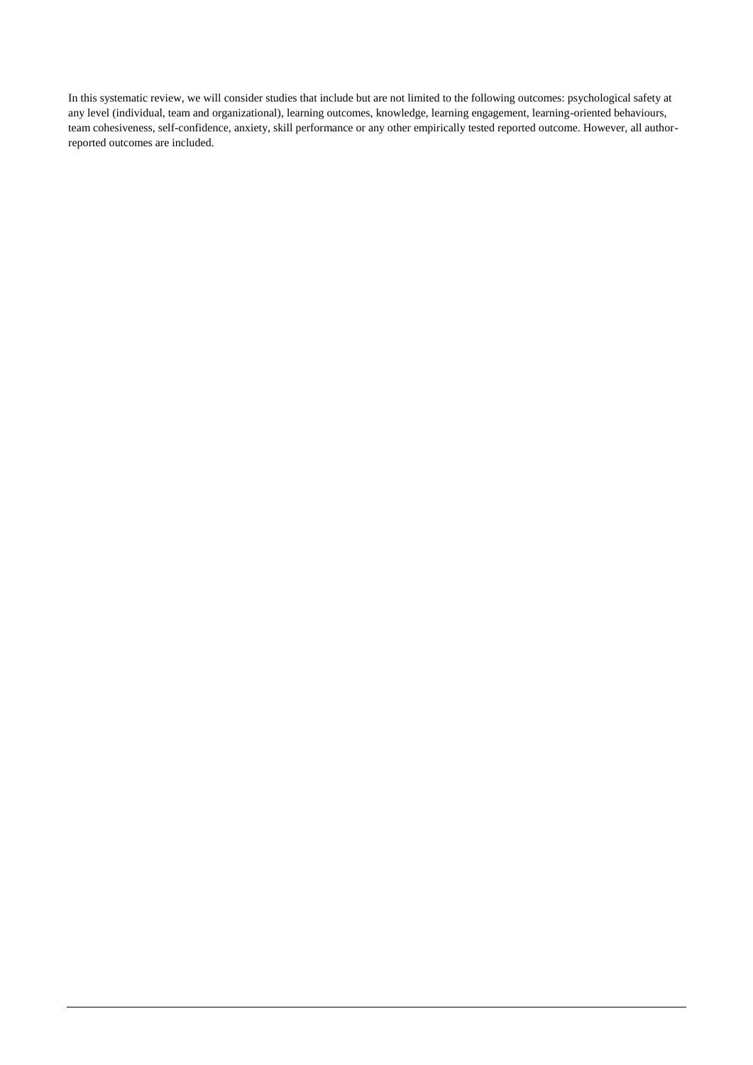In this systematic review, we will consider studies that include but are not limited to the following outcomes: psychological safety at any level (individual, team and organizational), learning outcomes, knowledge, learning engagement, learning-oriented behaviours, team cohesiveness, self-confidence, anxiety, skill performance or any other empirically tested reported outcome. However, all author-reported outcomes are included.